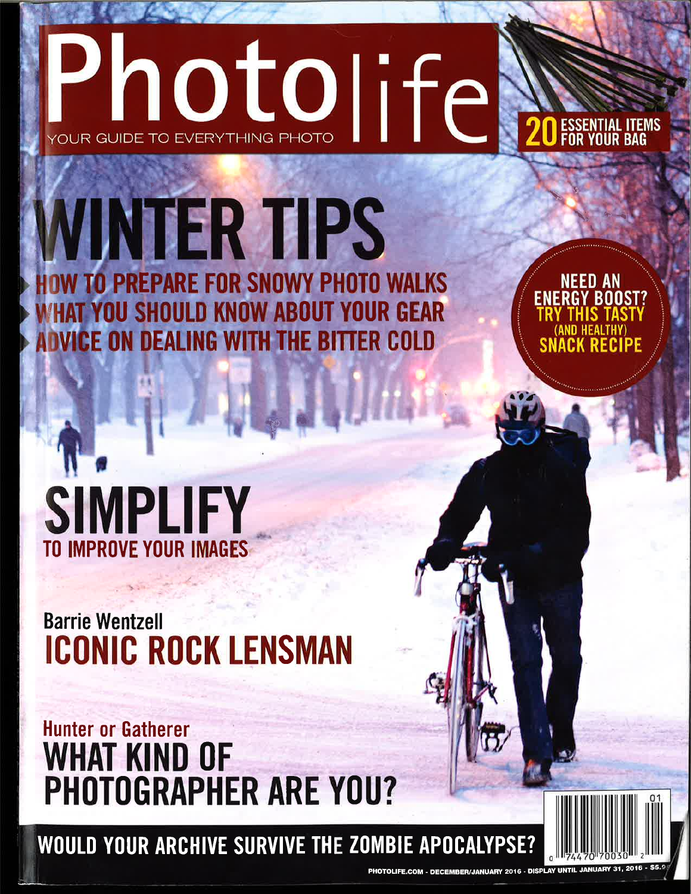# Photolife

YOUR GUIDE TO EVERYTHING PHOTO

**20 ESSENTIAL ITEMS FOR YOUR BAG**

# WINTER TIPS

- HOW TO PREPARE FOR SNOWY PHOTO WALKS
- WHAT YOU SHOULD KNOW ABOUT YOUR GEAR
- ADVICE ON DEALING WITH THE BITTER COLD

**NEED AN ENERGY BOOST? TRY THIS TASTY (AND HEALTHY) SNACK RECIPE**

## SIMPLIFY

TO IMPROVE YOUR IMAGES

Barrie Wentzell

## ICONIC ROCK LENSMAN

Hunter or Gatherer

## WHAT KIND OF PHOTOGRAPHER ARE YOU?

**WOULD YOUR ARCHIVE SURVIVE THE ZOMBIE APOCALYPSE?**

0 74470 70030 2 01

PHOTOLIFE.COM - DECEMBER/JANUARY 2016 - DISPLAY UNTIL JANUARY 31, 2016 - $5.9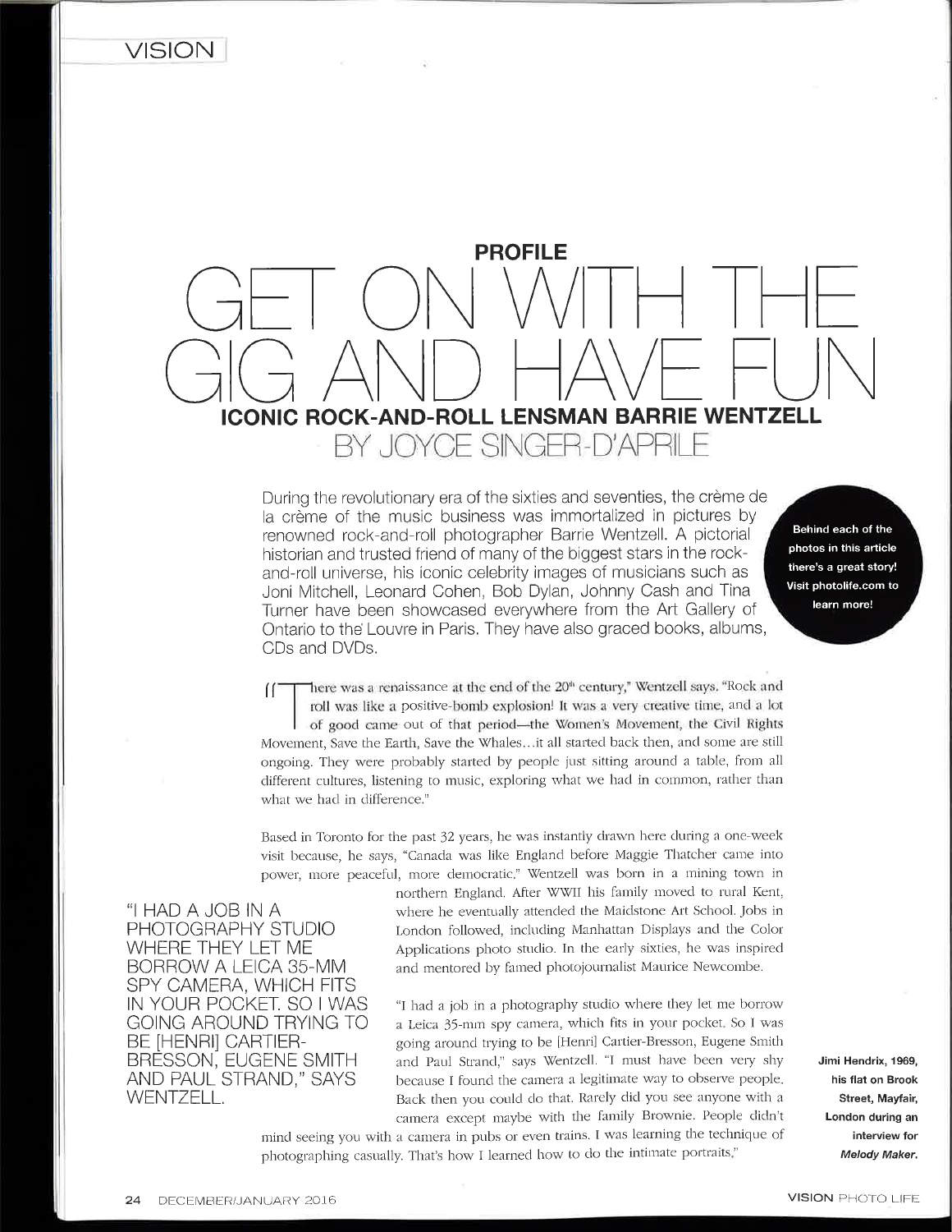## PROFILE

# GET ON WITH THE GIG AND HAVE FUN

## ICONIC ROCK-AND-ROLL LENSMAN BARRIE WENTZELL

BY JOYCE SINGER-D'APRILE

During the revolutionary era of the sixties and seventies, the crème de la crème of the music business was immortalized in pictures by renowned rock-and-roll photographer Barrie Wentzell. A pictorial historian and trusted friend of many of the biggest stars in the rock-and-roll universe, his iconic celebrity images of musicians such as Joni Mitchell, Leonard Cohen, Bob Dylan, Johnny Cash and Tina Turner have been showcased everywhere from the Art Gallery of Ontario to the Louvre in Paris. They have also graced books, albums, CDs and DVDs.

**Behind each of the photos in this article there's a great story! Visit photolife.com to learn more!**

"There was a renaissance at the end of the 20th century," Wentzell says. "Rock and roll was like a positive-bomb explosion! It was a very creative time, and a lot of good came out of that period—the Women's Movement, the Civil Rights Movement, Save the Earth, Save the Whales…it all started back then, and some are still ongoing. They were probably started by people just sitting around a table, from all different cultures, listening to music, exploring what we had in common, rather than what we had in difference."

Based in Toronto for the past 32 years, he was instantly drawn here during a one-week visit because, he says, "Canada was like England before Maggie Thatcher came into power, more peaceful, more democratic." Wentzell was born in a mining town in northern England. After WWII his family moved to rural Kent, where he eventually attended the Maidstone Art School. Jobs in London followed, including Manhattan Displays and the Color Applications photo studio. In the early sixties, he was inspired and mentored by famed photojournalist Maurice Newcombe.

"I HAD A JOB IN A PHOTOGRAPHY STUDIO WHERE THEY LET ME BORROW A LEICA 35-MM SPY CAMERA, WHICH FITS IN YOUR POCKET. SO I WAS GOING AROUND TRYING TO BE [HENRI] CARTIER-BRESSON, EUGENE SMITH AND PAUL STRAND," SAYS WENTZELL.

"I had a job in a photography studio where they let me borrow a Leica 35-mm spy camera, which fits in your pocket. So I was going around trying to be [Henri] Cartier-Bresson, Eugene Smith and Paul Strand," says Wentzell. "I must have been very shy because I found the camera a legitimate way to observe people. Back then you could do that. Rarely did you see anyone with a camera except maybe with the family Brownie. People didn't mind seeing you with a camera in pubs or even trains. I was learning the technique of photographing casually. That's how I learned how to do the intimate portraits."

**Jimi Hendrix, 1969, his flat on Brook Street, Mayfair, London during an interview for *Melody Maker*.**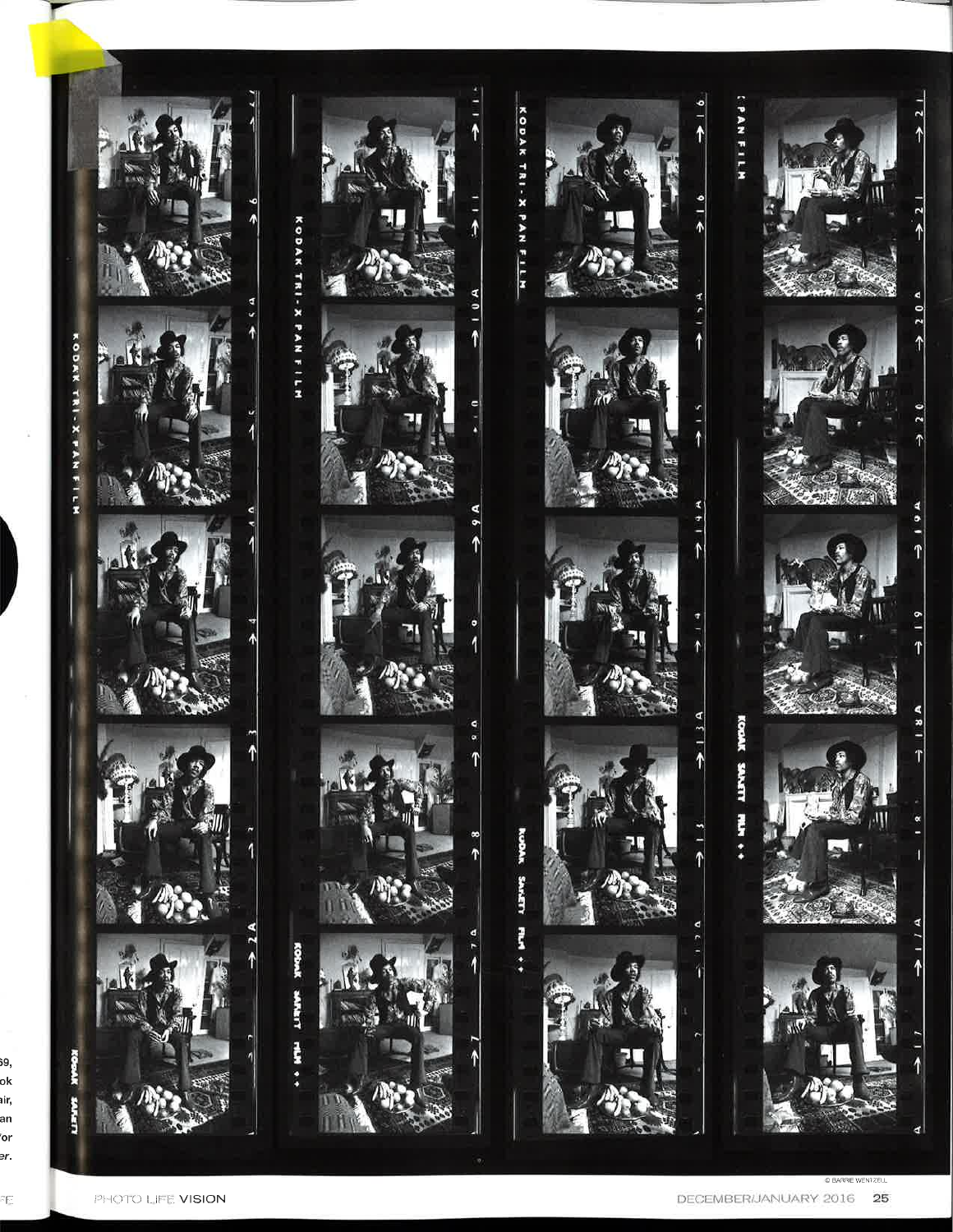© BARRIE WENTZELL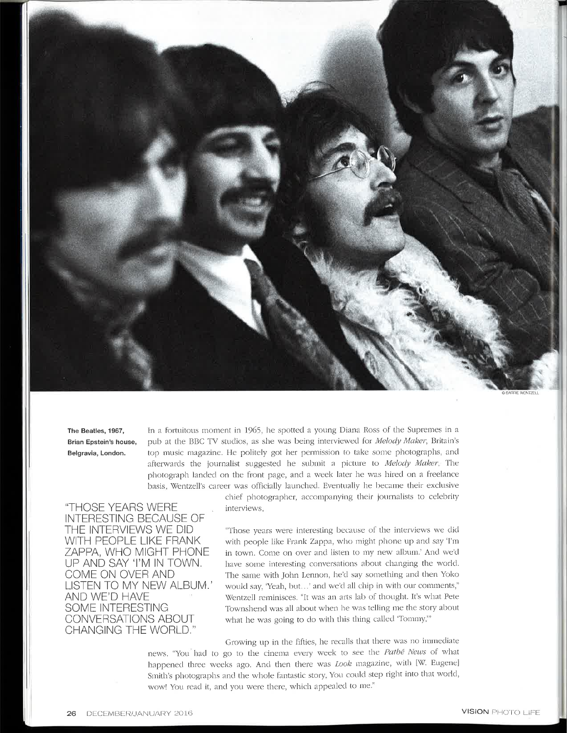© BARRIE WENTZELL

**The Beatles, 1967, Brian Epstein's house, Belgravia, London.**

In a fortuitous moment in 1965, he spotted a young Diana Ross of the Supremes in a pub at the BBC TV studios, as she was being interviewed for *Melody Maker*, Britain's top music magazine. He politely got her permission to take some photographs, and afterwards the journalist suggested he submit a picture to *Melody Maker*. The photograph landed on the front page, and a week later he was hired on a freelance basis. Wentzell's career was officially launched. Eventually he became their exclusive chief photographer, accompanying their journalists to celebrity interviews.

"THOSE YEARS WERE INTERESTING BECAUSE OF THE INTERVIEWS WE DID WITH PEOPLE LIKE FRANK ZAPPA, WHO MIGHT PHONE UP AND SAY 'I'M IN TOWN. COME ON OVER AND LISTEN TO MY NEW ALBUM.' AND WE'D HAVE SOME INTERESTING CONVERSATIONS ABOUT CHANGING THE WORLD."

"Those years were interesting because of the interviews we did with people like Frank Zappa, who might phone up and say 'I'm in town. Come on over and listen to my new album.' And we'd have some interesting conversations about changing the world. The same with John Lennon, he'd say something and then Yoko would say, 'Yeah, but…' and we'd all chip in with our comments," Wentzell reminisces. "It was an arts lab of thought. It's what Pete Townshend was all about when he was telling me the story about what he was going to do with this thing called 'Tommy.'"

Growing up in the fifties, he recalls that there was no immediate news. "You had to go to the cinema every week to see the *Pathé News* of what happened three weeks ago. And then there was *Look* magazine, with [W. Eugene] Smith's photographs and the whole fantastic story. You could step right into that world, wow! You read it, and you were there, which appealed to me."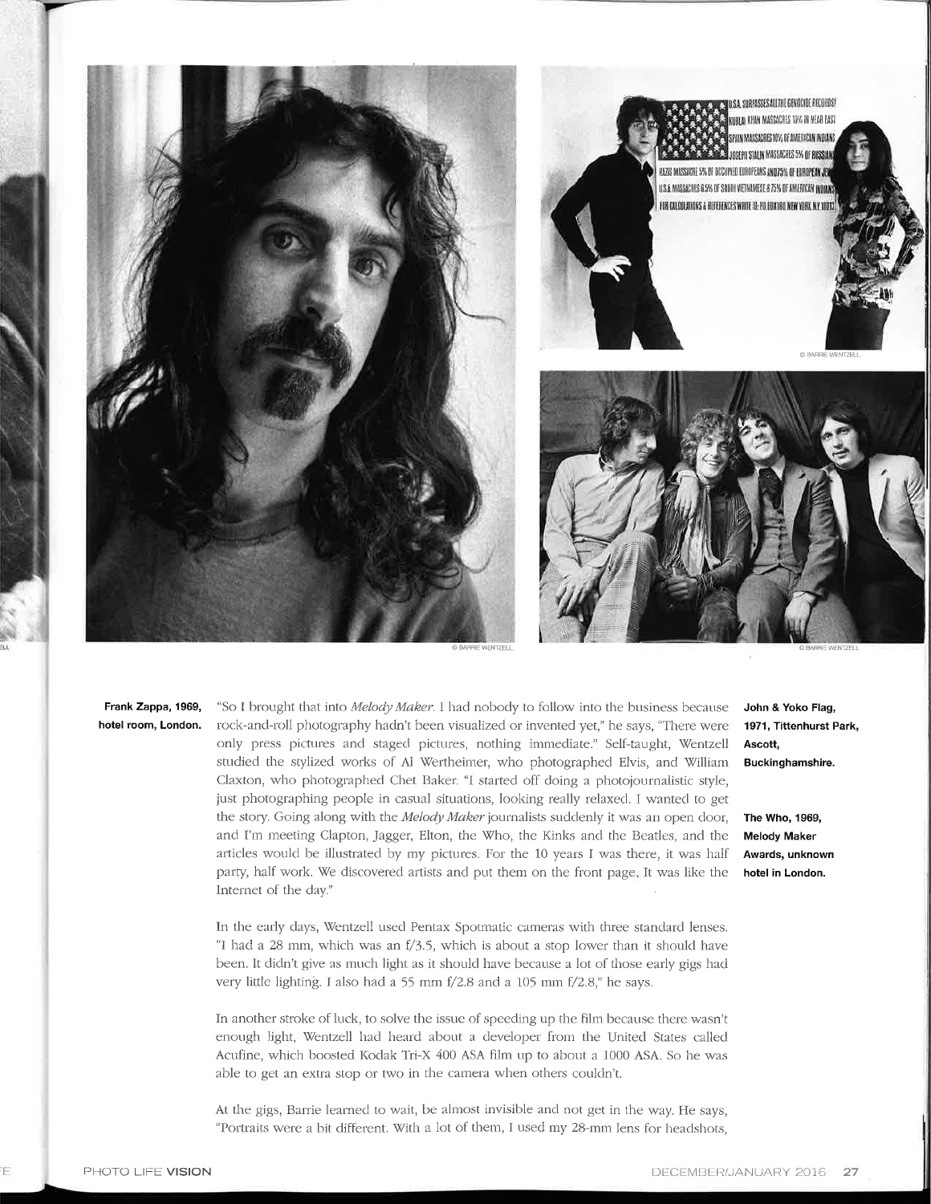**Frank Zappa, 1969, hotel room, London.**

**John & Yoko Flag, 1971, Tittenhurst Park, Ascott, Buckinghamshire.**

**The Who, 1969, Melody Maker Awards, unknown hotel in London.**

"So I brought that into *Melody Maker*. I had nobody to follow into the business because rock-and-roll photography hadn't been visualized or invented yet," he says, "There were only press pictures and staged pictures, nothing immediate." Self-taught, Wentzell studied the stylized works of Al Wertheimer, who photographed Elvis, and William Claxton, who photographed Chet Baker. "I started off doing a photojournalistic style, just photographing people in casual situations, looking really relaxed. I wanted to get the story. Going along with the *Melody Maker* journalists suddenly it was an open door, and I'm meeting Clapton, Jagger, Elton, the Who, the Kinks and the Beatles, and the articles would be illustrated by my pictures. For the 10 years I was there, it was half party, half work. We discovered artists and put them on the front page. It was like the Internet of the day."

In the early days, Wentzell used Pentax Spotmatic cameras with three standard lenses. "I had a 28 mm, which was an f/3.5, which is about a stop lower than it should have been. It didn't give as much light as it should have because a lot of those early gigs had very little lighting. I also had a 55 mm f/2.8 and a 105 mm f/2.8," he says.

In another stroke of luck, to solve the issue of speeding up the film because there wasn't enough light, Wentzell had heard about a developer from the United States called Acufine, which boosted Kodak Tri-X 400 ASA film up to about a 1000 ASA. So he was able to get an extra stop or two in the camera when others couldn't.

At the gigs, Barrie learned to wait, be almost invisible and not get in the way. He says, "Portraits were a bit different. With a lot of them, I used my 28-mm lens for headshots,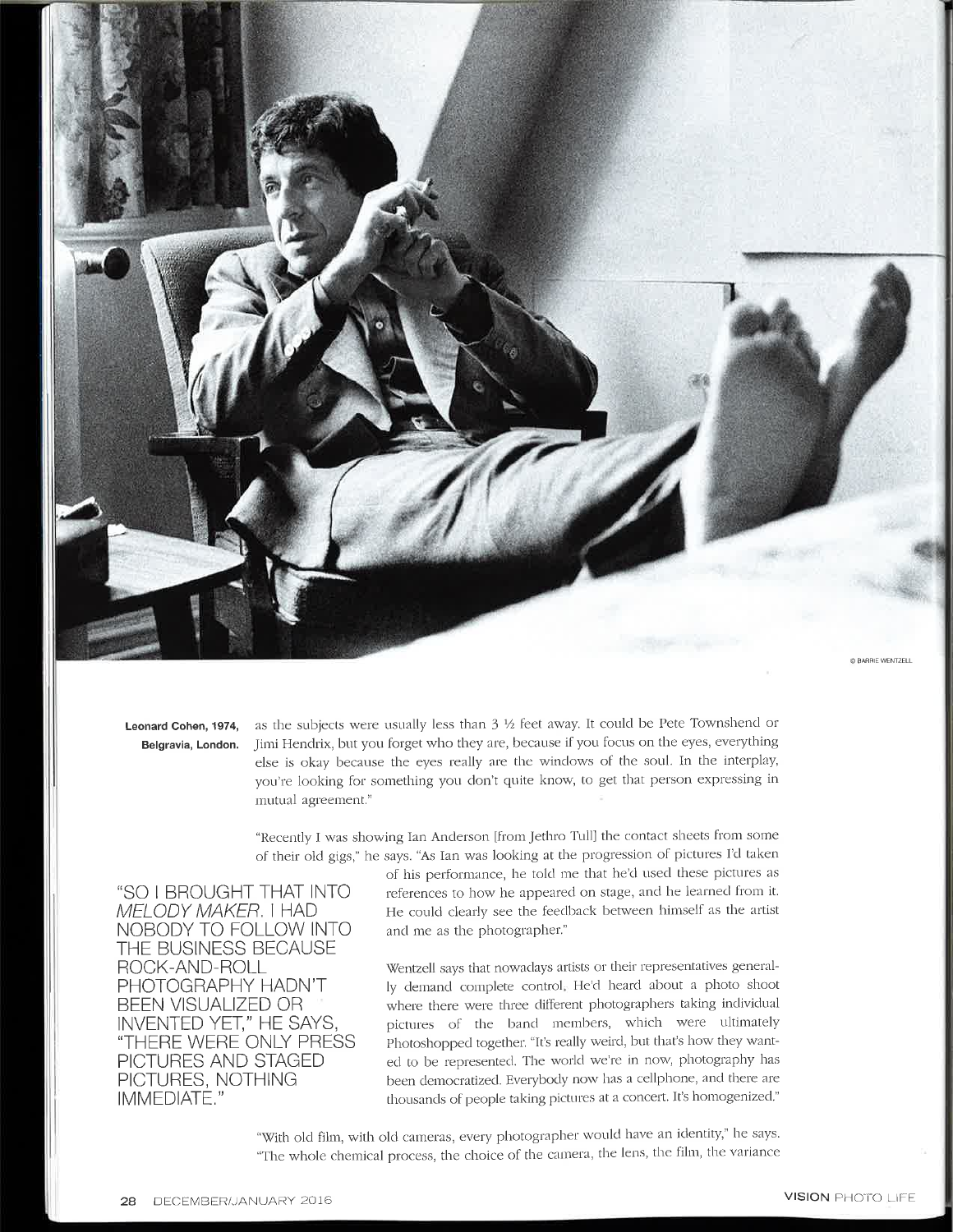© BARRIE WENTZELL

**Leonard Cohen, 1974, Belgravia, London.**

as the subjects were usually less than 3 ½ feet away. It could be Pete Townshend or Jimi Hendrix, but you forget who they are, because if you focus on the eyes, everything else is okay because the eyes really are the windows of the soul. In the interplay, you're looking for something you don't quite know, to get that person expressing in mutual agreement."

"Recently I was showing Ian Anderson [from Jethro Tull] the contact sheets from some of their old gigs," he says. "As Ian was looking at the progression of pictures I'd taken of his performance, he told me that he'd used these pictures as references to how he appeared on stage, and he learned from it. He could clearly see the feedback between himself as the artist and me as the photographer."

"SO I BROUGHT THAT INTO *MELODY MAKER*. I HAD NOBODY TO FOLLOW INTO THE BUSINESS BECAUSE ROCK-AND-ROLL PHOTOGRAPHY HADN'T BEEN VISUALIZED OR INVENTED YET," HE SAYS, "THERE WERE ONLY PRESS PICTURES AND STAGED PICTURES, NOTHING IMMEDIATE."

Wentzell says that nowadays artists or their representatives generally demand complete control. He'd heard about a photo shoot where there were three different photographers taking individual pictures of the band members, which were ultimately Photoshopped together. "It's really weird, but that's how they wanted to be represented. The world we're in now, photography has been democratized. Everybody now has a cellphone, and there are thousands of people taking pictures at a concert. It's homogenized."

"With old film, with old cameras, every photographer would have an identity," he says. "The whole chemical process, the choice of the camera, the lens, the film, the variance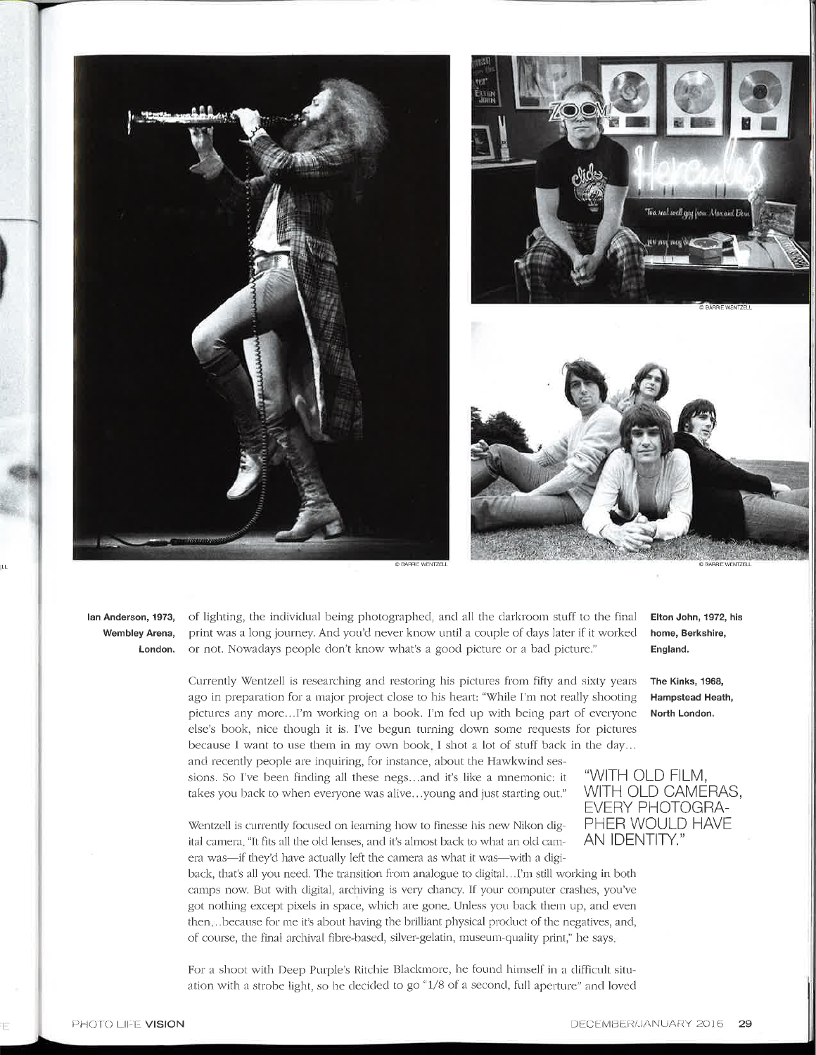Ian Anderson, 1973, Wembley Arena, London.

of lighting, the individual being photographed, and all the darkroom stuff to the final print was a long journey. And you'd never know until a couple of days later if it worked or not. Nowadays people don't know what's a good picture or a bad picture."

Elton John, 1972, his home, Berkshire, England.

The Kinks, 1968, Hampstead Heath, North London.

Currently Wentzell is researching and restoring his pictures from fifty and sixty years ago in preparation for a major project close to his heart: "While I'm not really shooting pictures any more…I'm working on a book. I'm fed up with being part of everyone else's book, nice though it is. I've begun turning down some requests for pictures because I want to use them in my own book. I shot a lot of stuff back in the day…and recently people are inquiring, for instance, about the Hawkwind sessions. So I've been finding all these negs…and it's like a mnemonic: it takes you back to when everyone was alive…young and just starting out."

"WITH OLD FILM, WITH OLD CAMERAS, EVERY PHOTOGRAPHER WOULD HAVE AN IDENTITY."

Wentzell is currently focused on learning how to finesse his new Nikon digital camera. "It fits all the old lenses, and it's almost back to what an old camera was—if they'd have actually left the camera as what it was—with a digiback, that's all you need. The transition from analogue to digital…I'm still working in both camps now. But with digital, archiving is very chancy. If your computer crashes, you've got nothing except pixels in space, which are gone. Unless you back them up, and even then…because for me it's about having the brilliant physical product of the negatives, and, of course, the final archival fibre-based, silver-gelatin, museum-quality print," he says.

For a shoot with Deep Purple's Ritchie Blackmore, he found himself in a difficult situation with a strobe light, so he decided to go "1/8 of a second, full aperture" and loved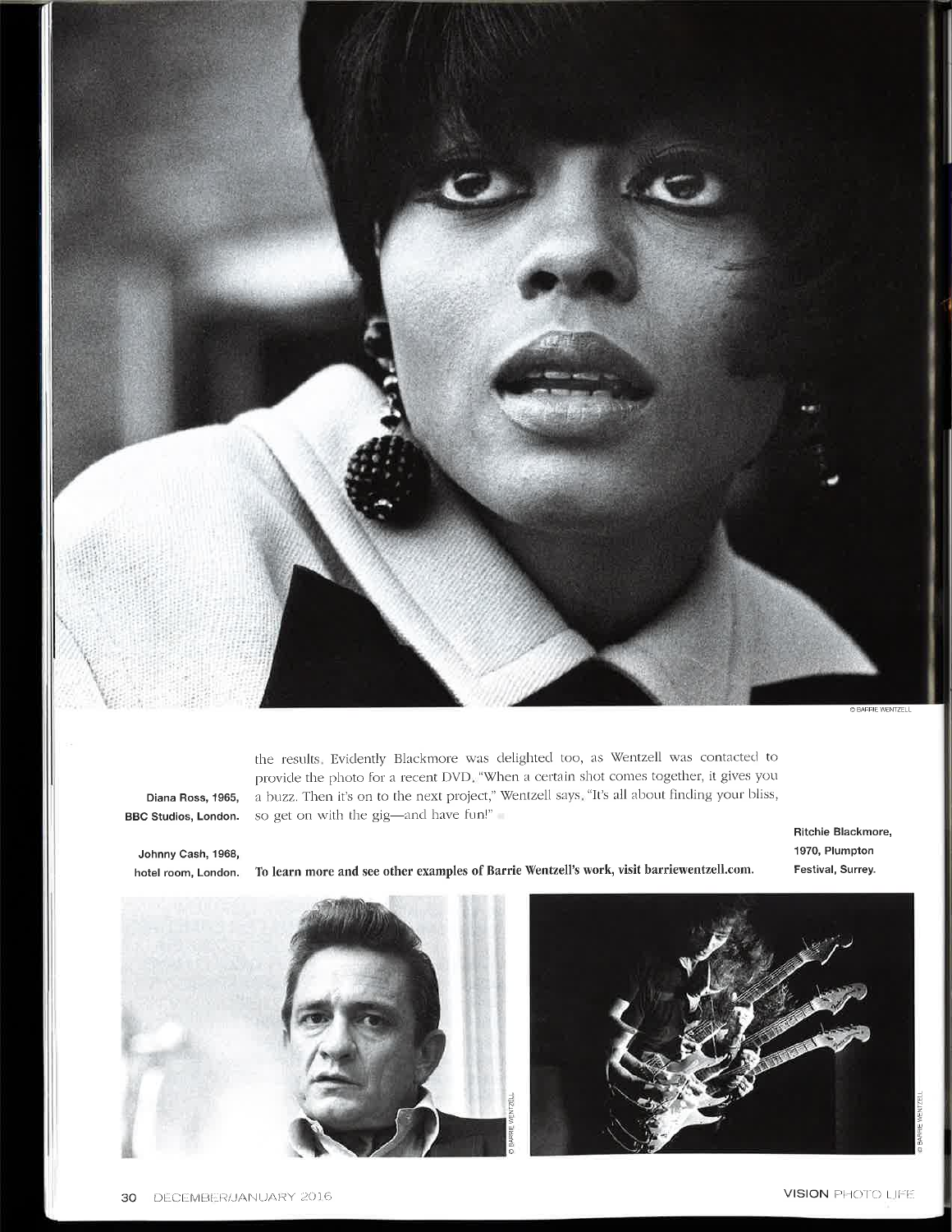the results. Evidently Blackmore was delighted too, as Wentzell was contacted to provide the photo for a recent DVD. "When a certain shot comes together, it gives you a buzz. Then it's on to the next project," Wentzell says, "It's all about finding your bliss, so get on with the gig—and have fun!"

**To learn more and see other examples of Barrie Wentzell's work, visit barriewentzell.com.**

Diana Ross, 1965, BBC Studios, London.

Johnny Cash, 1968, hotel room, London.

Ritchie Blackmore, 1970, Plumpton Festival, Surrey.

© BARRIE WENTZELL